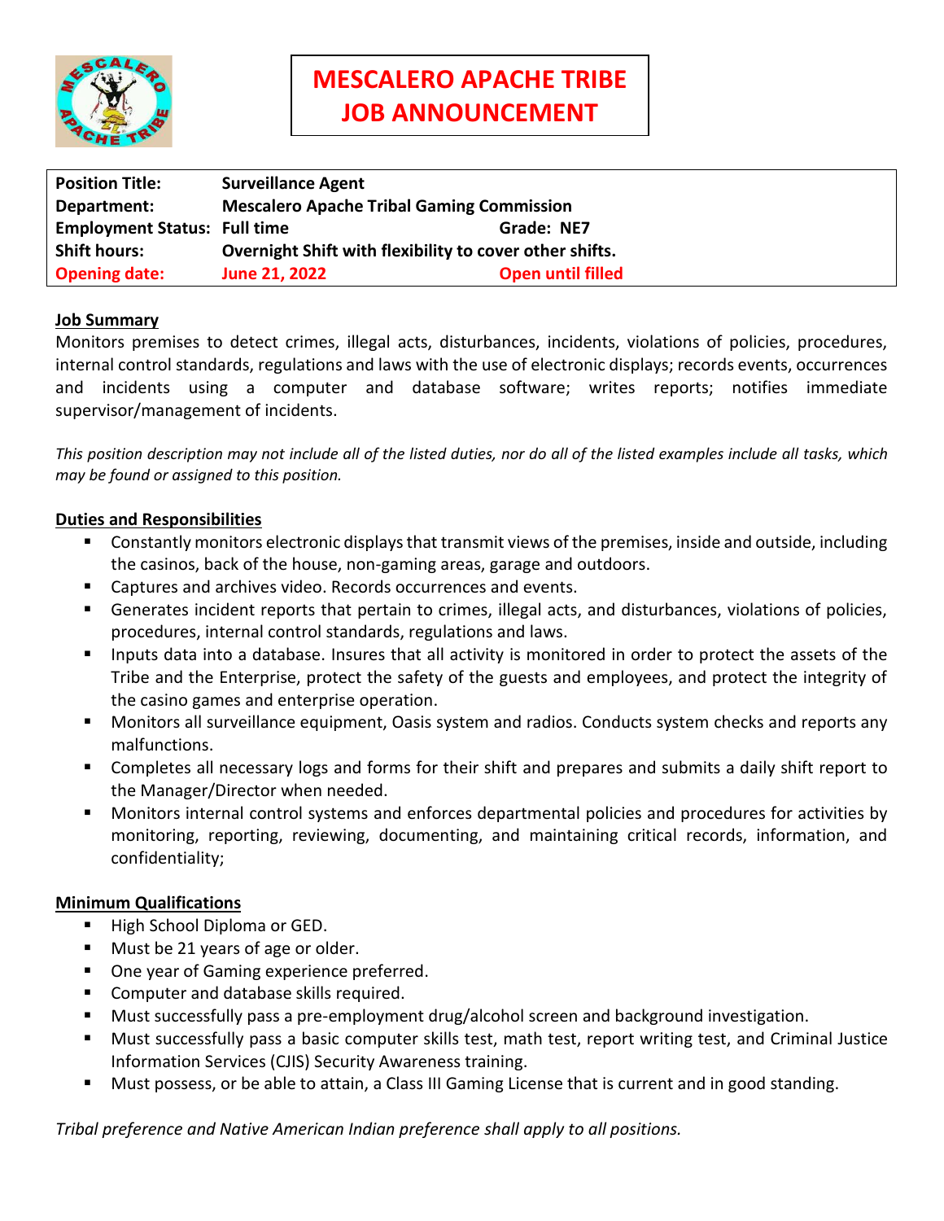# MESCALERO APACHE TRIBE JOB ANNOUNCEMENT

| | | | |
|---|---|---|---|
| **Position Title:** | **Surveillance Agent** | | |
| **Department:** | **Mescalero Apache Tribal Gaming Commission** | | |
| **Employment Status:** | **Full time** | **Grade: NE7** | |
| **Shift hours:** | **Overnight Shift with flexibility to cover other shifts.** | | |
| **Opening date:** | **June 21, 2022** | **Open until filled** | |

## Job Summary

Monitors premises to detect crimes, illegal acts, disturbances, incidents, violations of policies, procedures, internal control standards, regulations and laws with the use of electronic displays; records events, occurrences and incidents using a computer and database software; writes reports; notifies immediate supervisor/management of incidents.

*This position description may not include all of the listed duties, nor do all of the listed examples include all tasks, which may be found or assigned to this position.*

## Duties and Responsibilities

- Constantly monitors electronic displays that transmit views of the premises, inside and outside, including the casinos, back of the house, non-gaming areas, garage and outdoors.
- Captures and archives video. Records occurrences and events.
- Generates incident reports that pertain to crimes, illegal acts, and disturbances, violations of policies, procedures, internal control standards, regulations and laws.
- Inputs data into a database. Insures that all activity is monitored in order to protect the assets of the Tribe and the Enterprise, protect the safety of the guests and employees, and protect the integrity of the casino games and enterprise operation.
- Monitors all surveillance equipment, Oasis system and radios. Conducts system checks and reports any malfunctions.
- Completes all necessary logs and forms for their shift and prepares and submits a daily shift report to the Manager/Director when needed.
- Monitors internal control systems and enforces departmental policies and procedures for activities by monitoring, reporting, reviewing, documenting, and maintaining critical records, information, and confidentiality;

## Minimum Qualifications

- High School Diploma or GED.
- Must be 21 years of age or older.
- One year of Gaming experience preferred.
- Computer and database skills required.
- Must successfully pass a pre-employment drug/alcohol screen and background investigation.
- Must successfully pass a basic computer skills test, math test, report writing test, and Criminal Justice Information Services (CJIS) Security Awareness training.
- Must possess, or be able to attain, a Class III Gaming License that is current and in good standing.

*Tribal preference and Native American Indian preference shall apply to all positions.*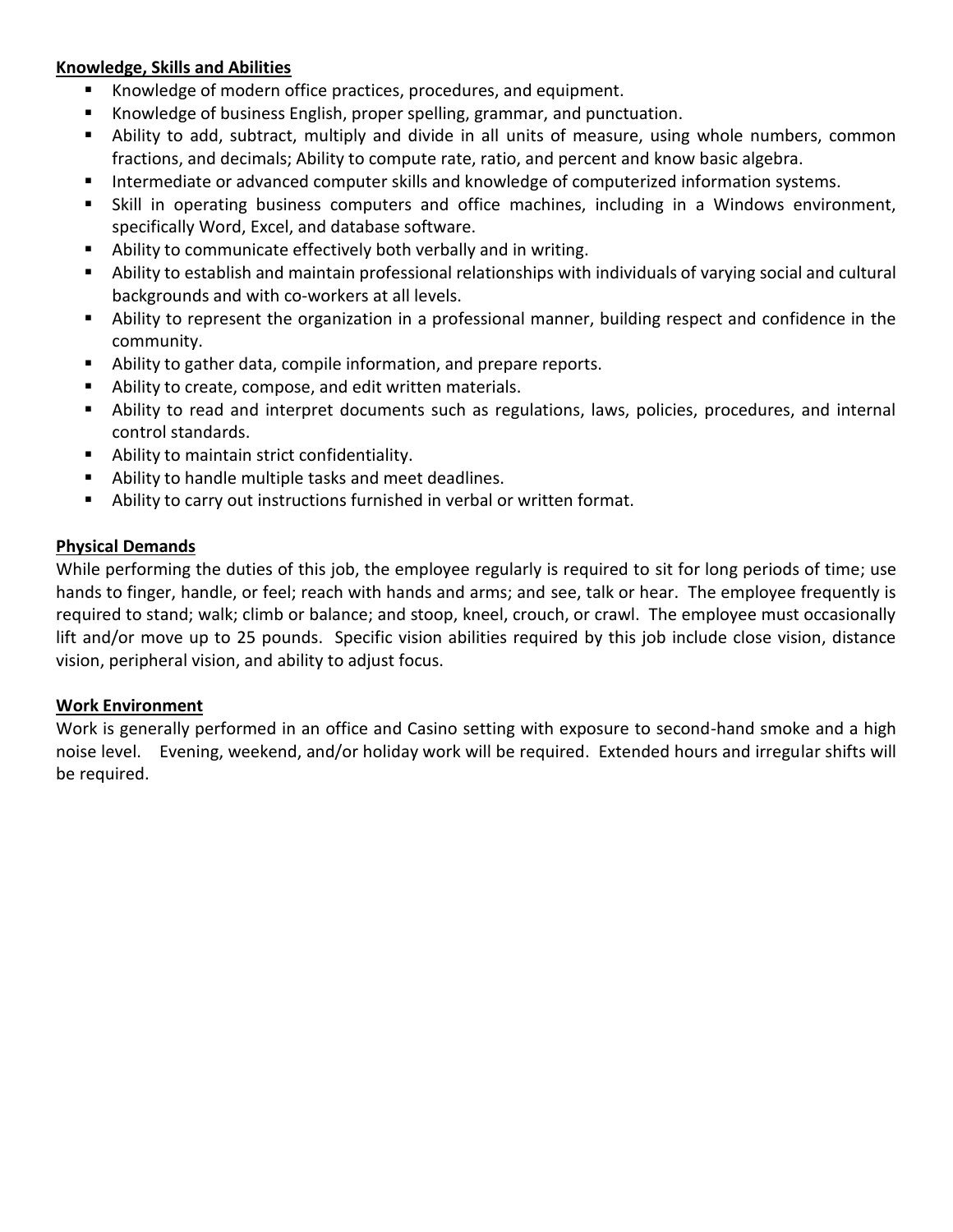**Knowledge, Skills and Abilities**

- Knowledge of modern office practices, procedures, and equipment.
- Knowledge of business English, proper spelling, grammar, and punctuation.
- Ability to add, subtract, multiply and divide in all units of measure, using whole numbers, common fractions, and decimals; Ability to compute rate, ratio, and percent and know basic algebra.
- Intermediate or advanced computer skills and knowledge of computerized information systems.
- Skill in operating business computers and office machines, including in a Windows environment, specifically Word, Excel, and database software.
- Ability to communicate effectively both verbally and in writing.
- Ability to establish and maintain professional relationships with individuals of varying social and cultural backgrounds and with co-workers at all levels.
- Ability to represent the organization in a professional manner, building respect and confidence in the community.
- Ability to gather data, compile information, and prepare reports.
- Ability to create, compose, and edit written materials.
- Ability to read and interpret documents such as regulations, laws, policies, procedures, and internal control standards.
- Ability to maintain strict confidentiality.
- Ability to handle multiple tasks and meet deadlines.
- Ability to carry out instructions furnished in verbal or written format.

**Physical Demands**

While performing the duties of this job, the employee regularly is required to sit for long periods of time; use hands to finger, handle, or feel; reach with hands and arms; and see, talk or hear. The employee frequently is required to stand; walk; climb or balance; and stoop, kneel, crouch, or crawl. The employee must occasionally lift and/or move up to 25 pounds. Specific vision abilities required by this job include close vision, distance vision, peripheral vision, and ability to adjust focus.

**Work Environment**

Work is generally performed in an office and Casino setting with exposure to second-hand smoke and a high noise level. Evening, weekend, and/or holiday work will be required. Extended hours and irregular shifts will be required.